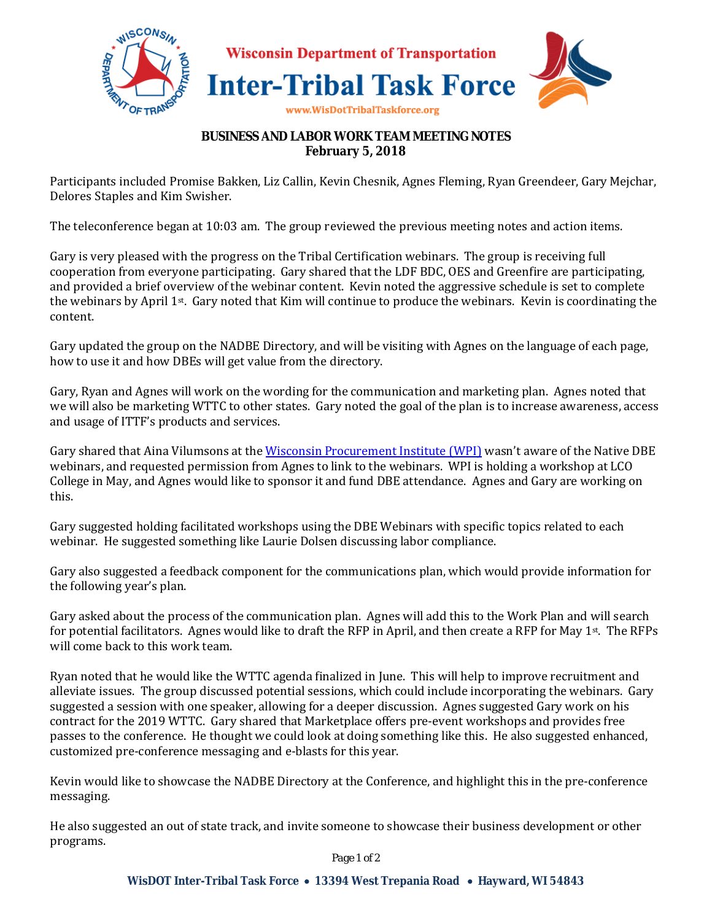Wisconsin Department of Transportation

# Inter-Tribal Task Force

www.WisDotTribalTaskforce.org

## BUSINESS AND LABOR WORK TEAM MEETING NOTES
**February 5, 2018**

Participants included Promise Bakken, Liz Callin, Kevin Chesnik, Agnes Fleming, Ryan Greendeer, Gary Mejchar, Delores Staples and Kim Swisher.

The teleconference began at 10:03 am. The group reviewed the previous meeting notes and action items.

Gary is very pleased with the progress on the Tribal Certification webinars. The group is receiving full cooperation from everyone participating. Gary shared that the LDF BDC, OES and Greenfire are participating, and provided a brief overview of the webinar content. Kevin noted the aggressive schedule is set to complete the webinars by April 1st. Gary noted that Kim will continue to produce the webinars. Kevin is coordinating the content.

Gary updated the group on the NADBE Directory, and will be visiting with Agnes on the language of each page, how to use it and how DBEs will get value from the directory.

Gary, Ryan and Agnes will work on the wording for the communication and marketing plan. Agnes noted that we will also be marketing WTTC to other states. Gary noted the goal of the plan is to increase awareness, access and usage of ITTF's products and services.

Gary shared that Aina Vilumsons at the [Wisconsin Procurement Institute (WPI)] wasn't aware of the Native DBE webinars, and requested permission from Agnes to link to the webinars. WPI is holding a workshop at LCO College in May, and Agnes would like to sponsor it and fund DBE attendance. Agnes and Gary are working on this.

Gary suggested holding facilitated workshops using the DBE Webinars with specific topics related to each webinar. He suggested something like Laurie Dolsen discussing labor compliance.

Gary also suggested a feedback component for the communications plan, which would provide information for the following year's plan.

Gary asked about the process of the communication plan. Agnes will add this to the Work Plan and will search for potential facilitators. Agnes would like to draft the RFP in April, and then create a RFP for May 1st. The RFPs will come back to this work team.

Ryan noted that he would like the WTTC agenda finalized in June. This will help to improve recruitment and alleviate issues. The group discussed potential sessions, which could include incorporating the webinars. Gary suggested a session with one speaker, allowing for a deeper discussion. Agnes suggested Gary work on his contract for the 2019 WTTC. Gary shared that Marketplace offers pre-event workshops and provides free passes to the conference. He thought we could look at doing something like this. He also suggested enhanced, customized pre-conference messaging and e-blasts for this year.

Kevin would like to showcase the NADBE Directory at the Conference, and highlight this in the pre-conference messaging.

He also suggested an out of state track, and invite someone to showcase their business development or other programs.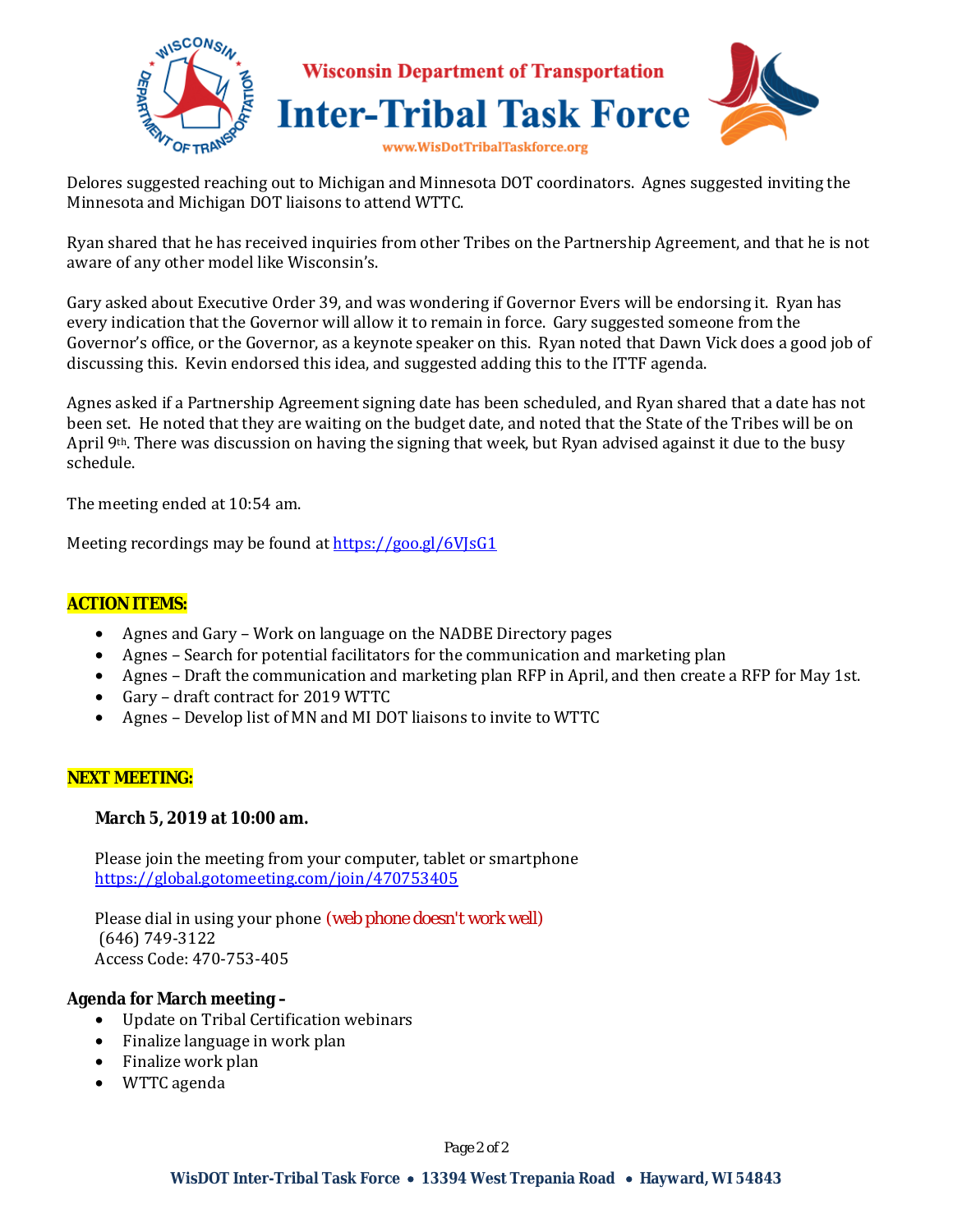Delores suggested reaching out to Michigan and Minnesota DOT coordinators. Agnes suggested inviting the Minnesota and Michigan DOT liaisons to attend WTTC.

Ryan shared that he has received inquiries from other Tribes on the Partnership Agreement, and that he is not aware of any other model like Wisconsin's.

Gary asked about Executive Order 39, and was wondering if Governor Evers will be endorsing it. Ryan has every indication that the Governor will allow it to remain in force. Gary suggested someone from the Governor's office, or the Governor, as a keynote speaker on this. Ryan noted that Dawn Vick does a good job of discussing this. Kevin endorsed this idea, and suggested adding this to the ITTF agenda.

Agnes asked if a Partnership Agreement signing date has been scheduled, and Ryan shared that a date has not been set. He noted that they are waiting on the budget date, and noted that the State of the Tribes will be on April 9th. There was discussion on having the signing that week, but Ryan advised against it due to the busy schedule.

The meeting ended at 10:54 am.

Meeting recordings may be found at https://goo.gl/6VJsG1

**ACTION ITEMS:**

- Agnes and Gary – Work on language on the NADBE Directory pages
- Agnes – Search for potential facilitators for the communication and marketing plan
- Agnes – Draft the communication and marketing plan RFP in April, and then create a RFP for May 1st.
- Gary – draft contract for 2019 WTTC
- Agnes – Develop list of MN and MI DOT liaisons to invite to WTTC

**NEXT MEETING:**

**March 5, 2019 at 10:00 am.**

Please join the meeting from your computer, tablet or smartphone
https://global.gotomeeting.com/join/470753405

Please dial in using your phone (web phone doesn't work well)
(646) 749-3122
Access Code: 470-753-405

**Agenda for March meeting –**

- Update on Tribal Certification webinars
- Finalize language in work plan
- Finalize work plan
- WTTC agenda

**WisDOT Inter-Tribal Task Force • 13394 West Trepania Road • Hayward, WI 54843**